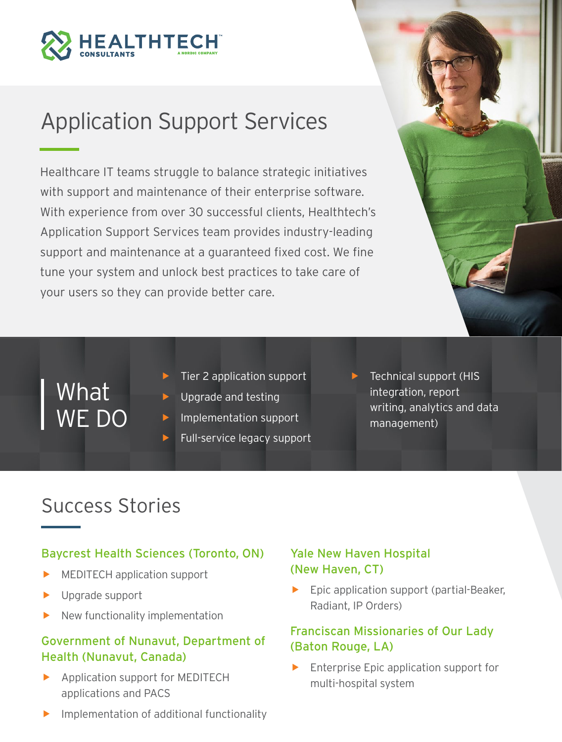HEALTHTECH CONSULTANTS™ A NORDIC COMPANY

# Application Support Services

Healthcare IT teams struggle to balance strategic initiatives with support and maintenance of their enterprise software. With experience from over 30 successful clients, Healthtech's Application Support Services team provides industry-leading support and maintenance at a guaranteed fixed cost. We fine tune your system and unlock best practices to take care of your users so they can provide better care.

## What WE DO

- Tier 2 application support
- Upgrade and testing
- Implementation support
- Full-service legacy support
- Technical support (HIS integration, report writing, analytics and data management)

## Success Stories

### Baycrest Health Sciences (Toronto, ON)

- MEDITECH application support
- Upgrade support
- New functionality implementation

### Government of Nunavut, Department of Health (Nunavut, Canada)

- Application support for MEDITECH applications and PACS
- Implementation of additional functionality

### Yale New Haven Hospital (New Haven, CT)

- Epic application support (partial-Beaker, Radiant, IP Orders)

### Franciscan Missionaries of Our Lady (Baton Rouge, LA)

- Enterprise Epic application support for multi-hospital system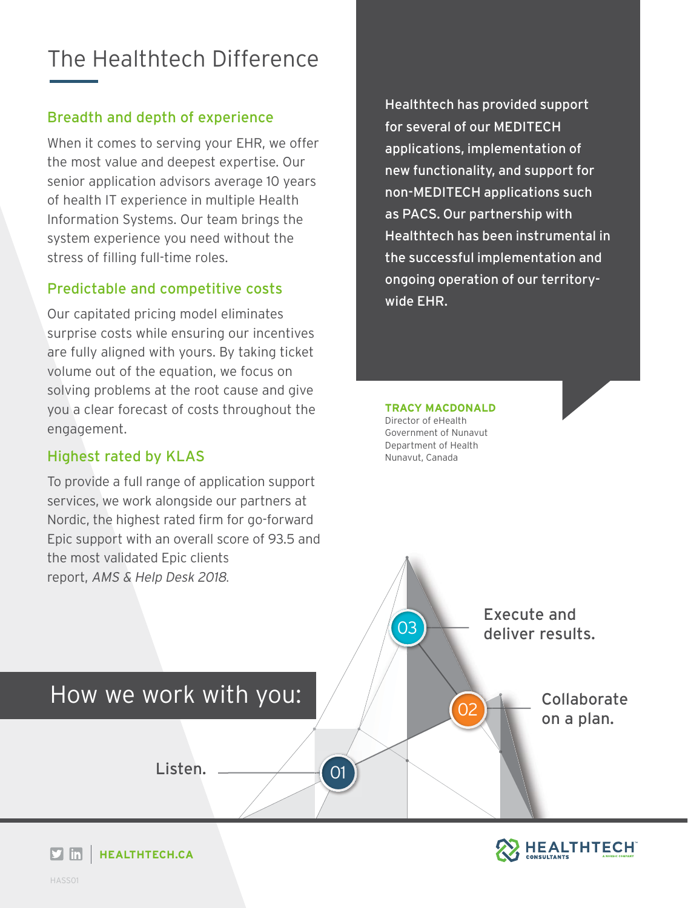# The Healthtech Difference

## Breadth and depth of experience

When it comes to serving your EHR, we offer the most value and deepest expertise. Our senior application advisors average 10 years of health IT experience in multiple Health Information Systems. Our team brings the system experience you need without the stress of filling full-time roles.

## Predictable and competitive costs

Our capitated pricing model eliminates surprise costs while ensuring our incentives are fully aligned with yours. By taking ticket volume out of the equation, we focus on solving problems at the root cause and give you a clear forecast of costs throughout the engagement.

## Highest rated by KLAS

To provide a full range of application support services, we work alongside our partners at Nordic, the highest rated firm for go-forward Epic support with an overall score of 93.5 and the most validated Epic clients report, *AMS & Help Desk 2018*.

Healthtech has provided support for several of our MEDITECH applications, implementation of new functionality, and support for non-MEDITECH applications such as PACS. Our partnership with Healthtech has been instrumental in the successful implementation and ongoing operation of our territory-wide EHR.

**TRACY MACDONALD**
Director of eHealth
Government of Nunavut
Department of Health
Nunavut, Canada

## How we work with you:

01 Listen.

02 Collaborate on a plan.

03 Execute and deliver results.

HEALTHTECH.CA

HEALTHTECH CONSULTANTS — A NORDIC COMPANY

HASS01